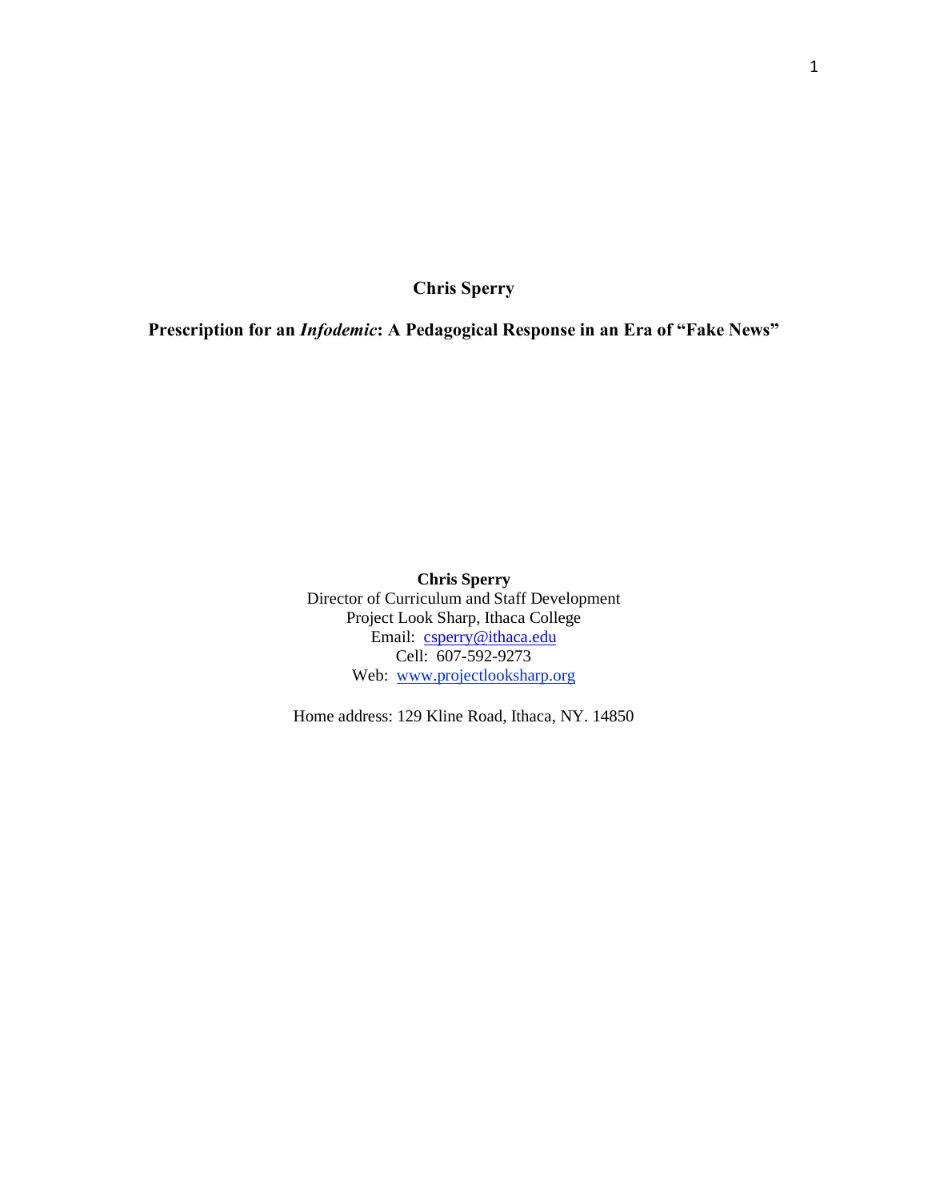**Chris Sperry**

# Prescription for an *Infodemic*: A Pedagogical Response in an Era of "Fake News"

**Chris Sperry**
Director of Curriculum and Staff Development
Project Look Sharp, Ithaca College
Email: csperry@ithaca.edu
Cell: 607-592-9273
Web: www.projectlooksharp.org

Home address: 129 Kline Road, Ithaca, NY. 14850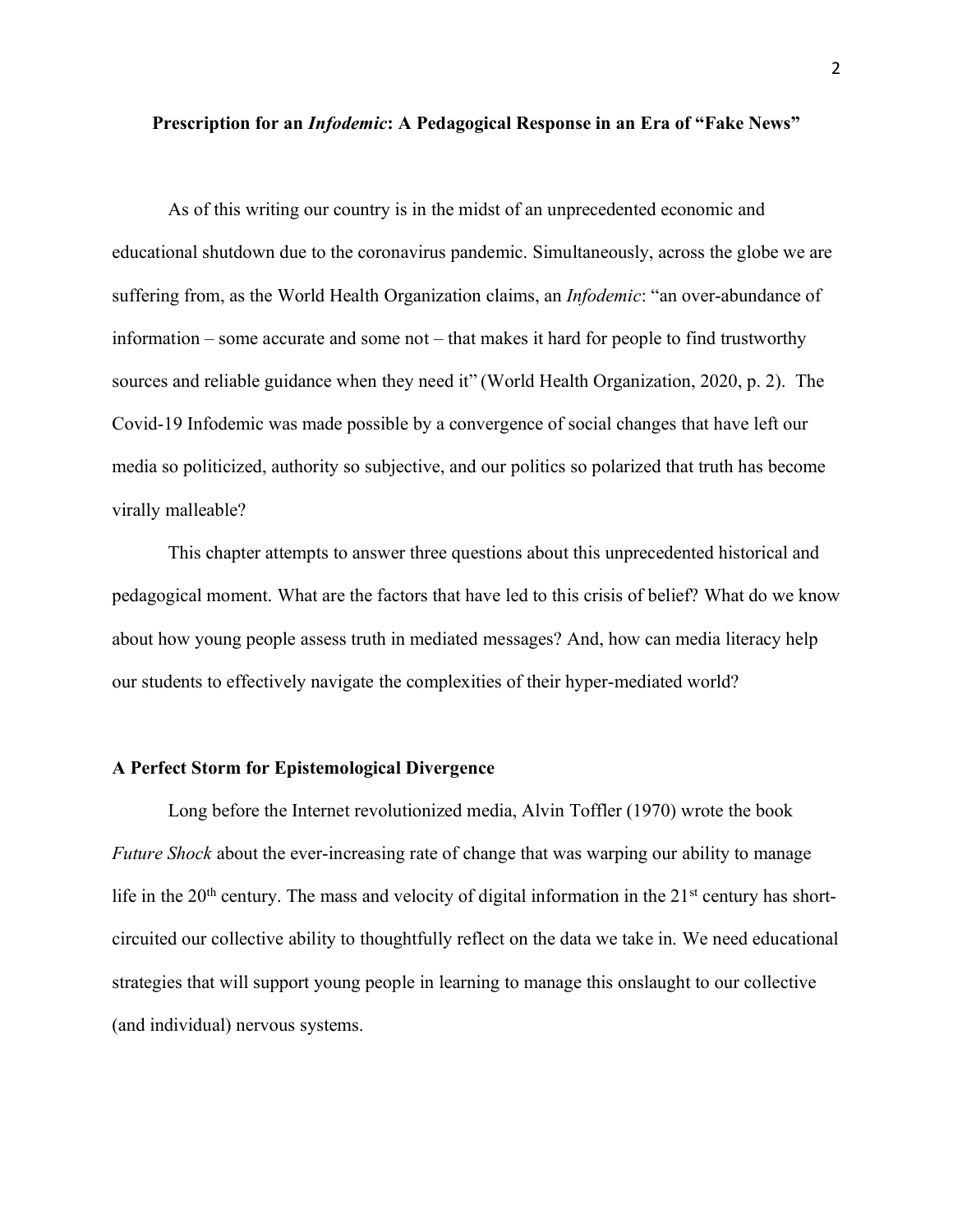**Prescription for an *Infodemic*: A Pedagogical Response in an Era of "Fake News"**

As of this writing our country is in the midst of an unprecedented economic and educational shutdown due to the coronavirus pandemic. Simultaneously, across the globe we are suffering from, as the World Health Organization claims, an *Infodemic*: "an over-abundance of information – some accurate and some not – that makes it hard for people to find trustworthy sources and reliable guidance when they need it" (World Health Organization, 2020, p. 2). The Covid-19 Infodemic was made possible by a convergence of social changes that have left our media so politicized, authority so subjective, and our politics so polarized that truth has become virally malleable?

This chapter attempts to answer three questions about this unprecedented historical and pedagogical moment. What are the factors that have led to this crisis of belief? What do we know about how young people assess truth in mediated messages? And, how can media literacy help our students to effectively navigate the complexities of their hyper-mediated world?

**A Perfect Storm for Epistemological Divergence**

Long before the Internet revolutionized media, Alvin Toffler (1970) wrote the book *Future Shock* about the ever-increasing rate of change that was warping our ability to manage life in the 20th century. The mass and velocity of digital information in the 21st century has short-circuited our collective ability to thoughtfully reflect on the data we take in. We need educational strategies that will support young people in learning to manage this onslaught to our collective (and individual) nervous systems.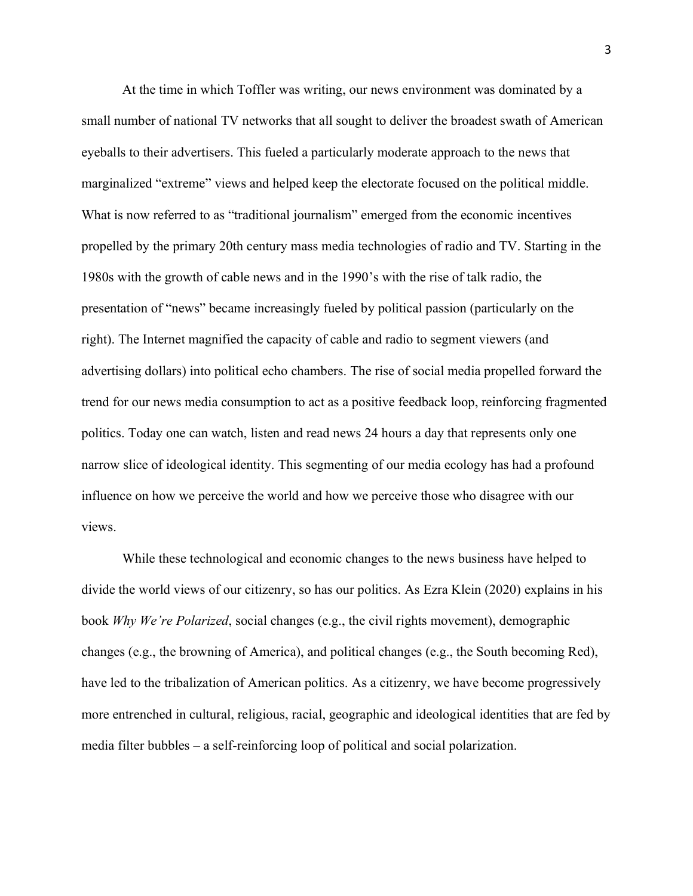At the time in which Toffler was writing, our news environment was dominated by a small number of national TV networks that all sought to deliver the broadest swath of American eyeballs to their advertisers. This fueled a particularly moderate approach to the news that marginalized "extreme" views and helped keep the electorate focused on the political middle. What is now referred to as "traditional journalism" emerged from the economic incentives propelled by the primary 20th century mass media technologies of radio and TV. Starting in the 1980s with the growth of cable news and in the 1990's with the rise of talk radio, the presentation of "news" became increasingly fueled by political passion (particularly on the right). The Internet magnified the capacity of cable and radio to segment viewers (and advertising dollars) into political echo chambers. The rise of social media propelled forward the trend for our news media consumption to act as a positive feedback loop, reinforcing fragmented politics. Today one can watch, listen and read news 24 hours a day that represents only one narrow slice of ideological identity. This segmenting of our media ecology has had a profound influence on how we perceive the world and how we perceive those who disagree with our views.

While these technological and economic changes to the news business have helped to divide the world views of our citizenry, so has our politics. As Ezra Klein (2020) explains in his book *Why We're Polarized*, social changes (e.g., the civil rights movement), demographic changes (e.g., the browning of America), and political changes (e.g., the South becoming Red), have led to the tribalization of American politics. As a citizenry, we have become progressively more entrenched in cultural, religious, racial, geographic and ideological identities that are fed by media filter bubbles – a self-reinforcing loop of political and social polarization.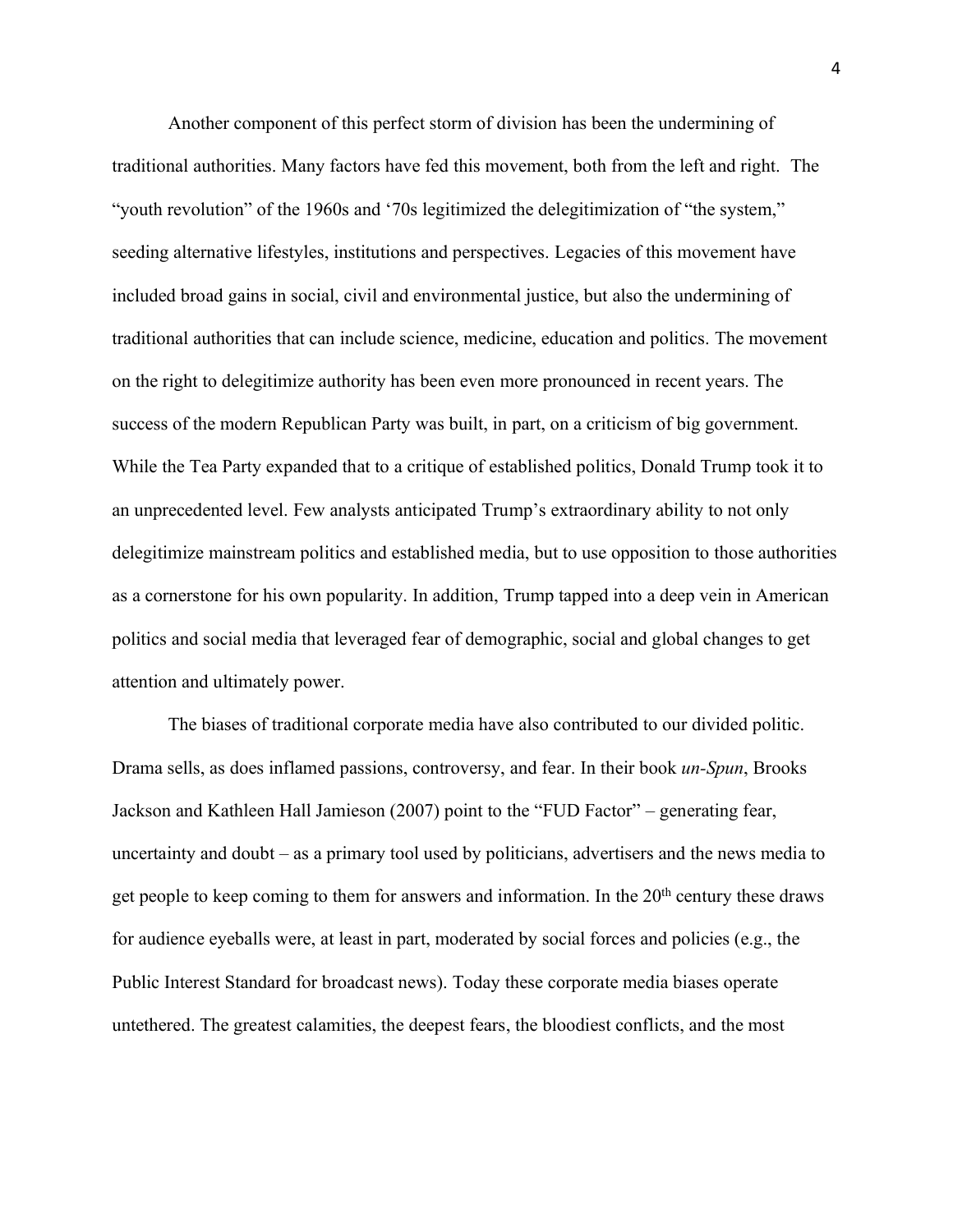Another component of this perfect storm of division has been the undermining of traditional authorities. Many factors have fed this movement, both from the left and right. The "youth revolution" of the 1960s and '70s legitimized the delegitimization of "the system," seeding alternative lifestyles, institutions and perspectives. Legacies of this movement have included broad gains in social, civil and environmental justice, but also the undermining of traditional authorities that can include science, medicine, education and politics. The movement on the right to delegitimize authority has been even more pronounced in recent years. The success of the modern Republican Party was built, in part, on a criticism of big government. While the Tea Party expanded that to a critique of established politics, Donald Trump took it to an unprecedented level. Few analysts anticipated Trump's extraordinary ability to not only delegitimize mainstream politics and established media, but to use opposition to those authorities as a cornerstone for his own popularity. In addition, Trump tapped into a deep vein in American politics and social media that leveraged fear of demographic, social and global changes to get attention and ultimately power.

The biases of traditional corporate media have also contributed to our divided politic. Drama sells, as does inflamed passions, controversy, and fear. In their book *un-Spun*, Brooks Jackson and Kathleen Hall Jamieson (2007) point to the "FUD Factor" – generating fear, uncertainty and doubt – as a primary tool used by politicians, advertisers and the news media to get people to keep coming to them for answers and information. In the 20th century these draws for audience eyeballs were, at least in part, moderated by social forces and policies (e.g., the Public Interest Standard for broadcast news). Today these corporate media biases operate untethered. The greatest calamities, the deepest fears, the bloodiest conflicts, and the most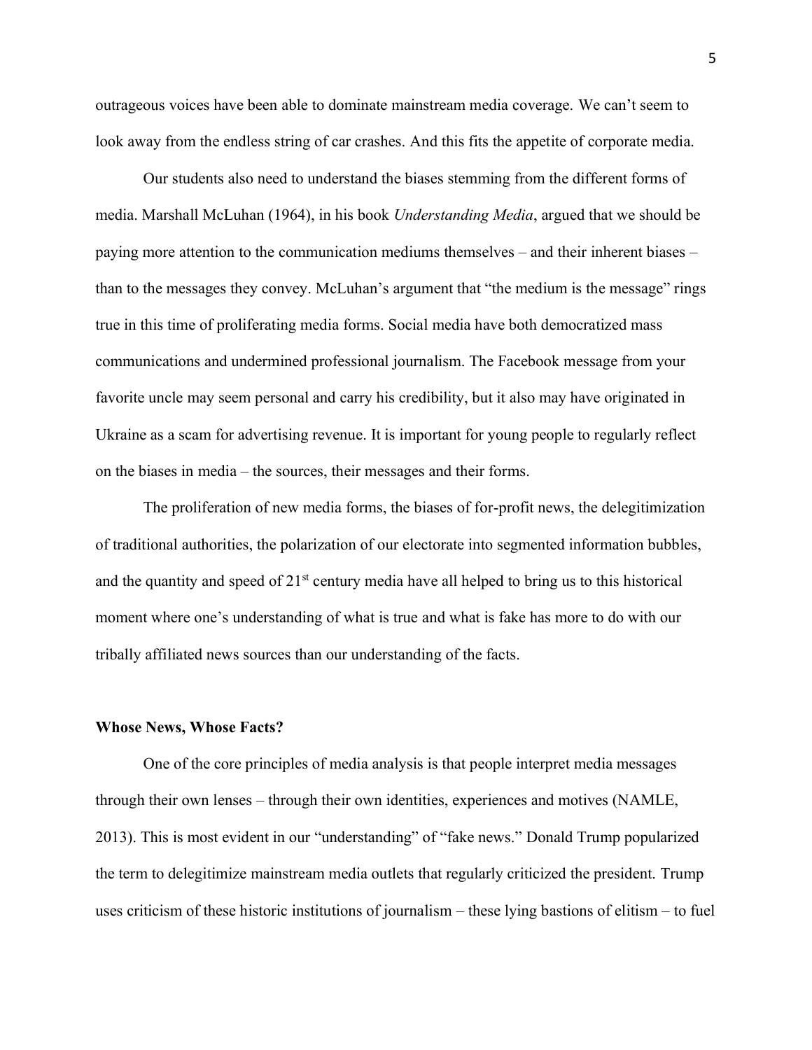outrageous voices have been able to dominate mainstream media coverage. We can't seem to look away from the endless string of car crashes. And this fits the appetite of corporate media.

Our students also need to understand the biases stemming from the different forms of media. Marshall McLuhan (1964), in his book *Understanding Media*, argued that we should be paying more attention to the communication mediums themselves – and their inherent biases – than to the messages they convey. McLuhan's argument that "the medium is the message" rings true in this time of proliferating media forms. Social media have both democratized mass communications and undermined professional journalism. The Facebook message from your favorite uncle may seem personal and carry his credibility, but it also may have originated in Ukraine as a scam for advertising revenue. It is important for young people to regularly reflect on the biases in media – the sources, their messages and their forms.

The proliferation of new media forms, the biases of for-profit news, the delegitimization of traditional authorities, the polarization of our electorate into segmented information bubbles, and the quantity and speed of 21st century media have all helped to bring us to this historical moment where one's understanding of what is true and what is fake has more to do with our tribally affiliated news sources than our understanding of the facts.

**Whose News, Whose Facts?**

One of the core principles of media analysis is that people interpret media messages through their own lenses – through their own identities, experiences and motives (NAMLE, 2013). This is most evident in our "understanding" of "fake news." Donald Trump popularized the term to delegitimize mainstream media outlets that regularly criticized the president. Trump uses criticism of these historic institutions of journalism – these lying bastions of elitism – to fuel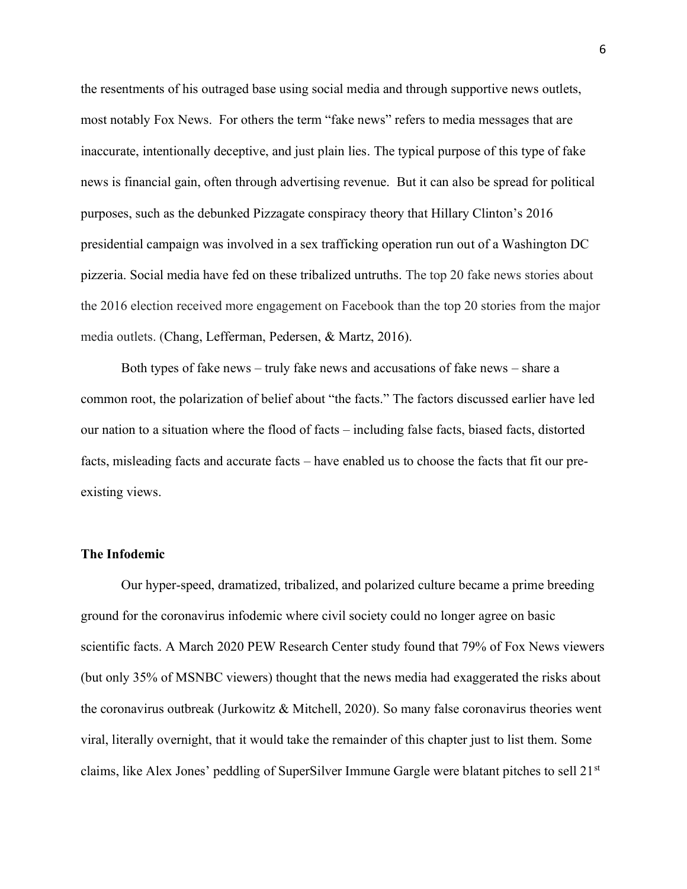the resentments of his outraged base using social media and through supportive news outlets, most notably Fox News. For others the term "fake news" refers to media messages that are inaccurate, intentionally deceptive, and just plain lies. The typical purpose of this type of fake news is financial gain, often through advertising revenue. But it can also be spread for political purposes, such as the debunked Pizzagate conspiracy theory that Hillary Clinton's 2016 presidential campaign was involved in a sex trafficking operation run out of a Washington DC pizzeria. Social media have fed on these tribalized untruths. The top 20 fake news stories about the 2016 election received more engagement on Facebook than the top 20 stories from the major media outlets. (Chang, Lefferman, Pedersen, & Martz, 2016).

Both types of fake news – truly fake news and accusations of fake news – share a common root, the polarization of belief about "the facts." The factors discussed earlier have led our nation to a situation where the flood of facts – including false facts, biased facts, distorted facts, misleading facts and accurate facts – have enabled us to choose the facts that fit our pre-existing views.

## The Infodemic

Our hyper-speed, dramatized, tribalized, and polarized culture became a prime breeding ground for the coronavirus infodemic where civil society could no longer agree on basic scientific facts. A March 2020 PEW Research Center study found that 79% of Fox News viewers (but only 35% of MSNBC viewers) thought that the news media had exaggerated the risks about the coronavirus outbreak (Jurkowitz & Mitchell, 2020). So many false coronavirus theories went viral, literally overnight, that it would take the remainder of this chapter just to list them. Some claims, like Alex Jones' peddling of SuperSilver Immune Gargle were blatant pitches to sell 21st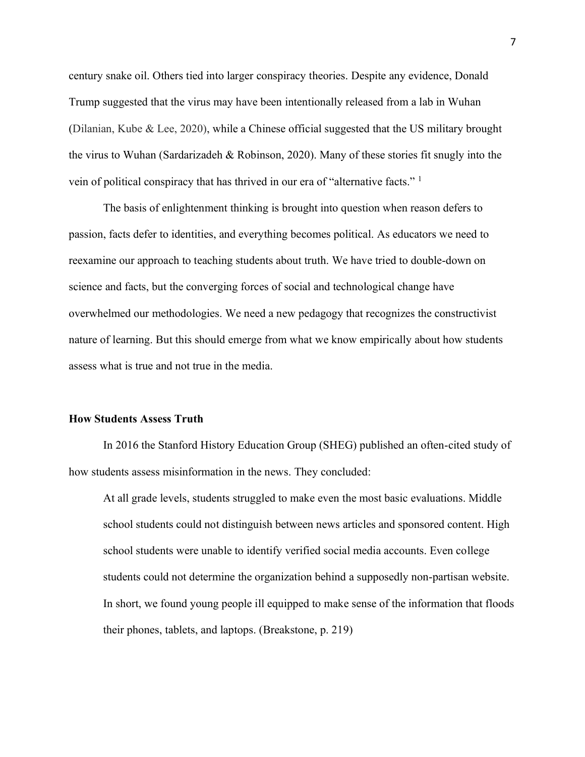century snake oil. Others tied into larger conspiracy theories. Despite any evidence, Donald Trump suggested that the virus may have been intentionally released from a lab in Wuhan (Dilanian, Kube & Lee, 2020), while a Chinese official suggested that the US military brought the virus to Wuhan (Sardarizadeh & Robinson, 2020). Many of these stories fit snugly into the vein of political conspiracy that has thrived in our era of "alternative facts." [1]

The basis of enlightenment thinking is brought into question when reason defers to passion, facts defer to identities, and everything becomes political. As educators we need to reexamine our approach to teaching students about truth. We have tried to double-down on science and facts, but the converging forces of social and technological change have overwhelmed our methodologies. We need a new pedagogy that recognizes the constructivist nature of learning. But this should emerge from what we know empirically about how students assess what is true and not true in the media.

**How Students Assess Truth**

In 2016 the Stanford History Education Group (SHEG) published an often-cited study of how students assess misinformation in the news. They concluded:

> At all grade levels, students struggled to make even the most basic evaluations. Middle school students could not distinguish between news articles and sponsored content. High school students were unable to identify verified social media accounts. Even college students could not determine the organization behind a supposedly non-partisan website. In short, we found young people ill equipped to make sense of the information that floods their phones, tablets, and laptops. (Breakstone, p. 219)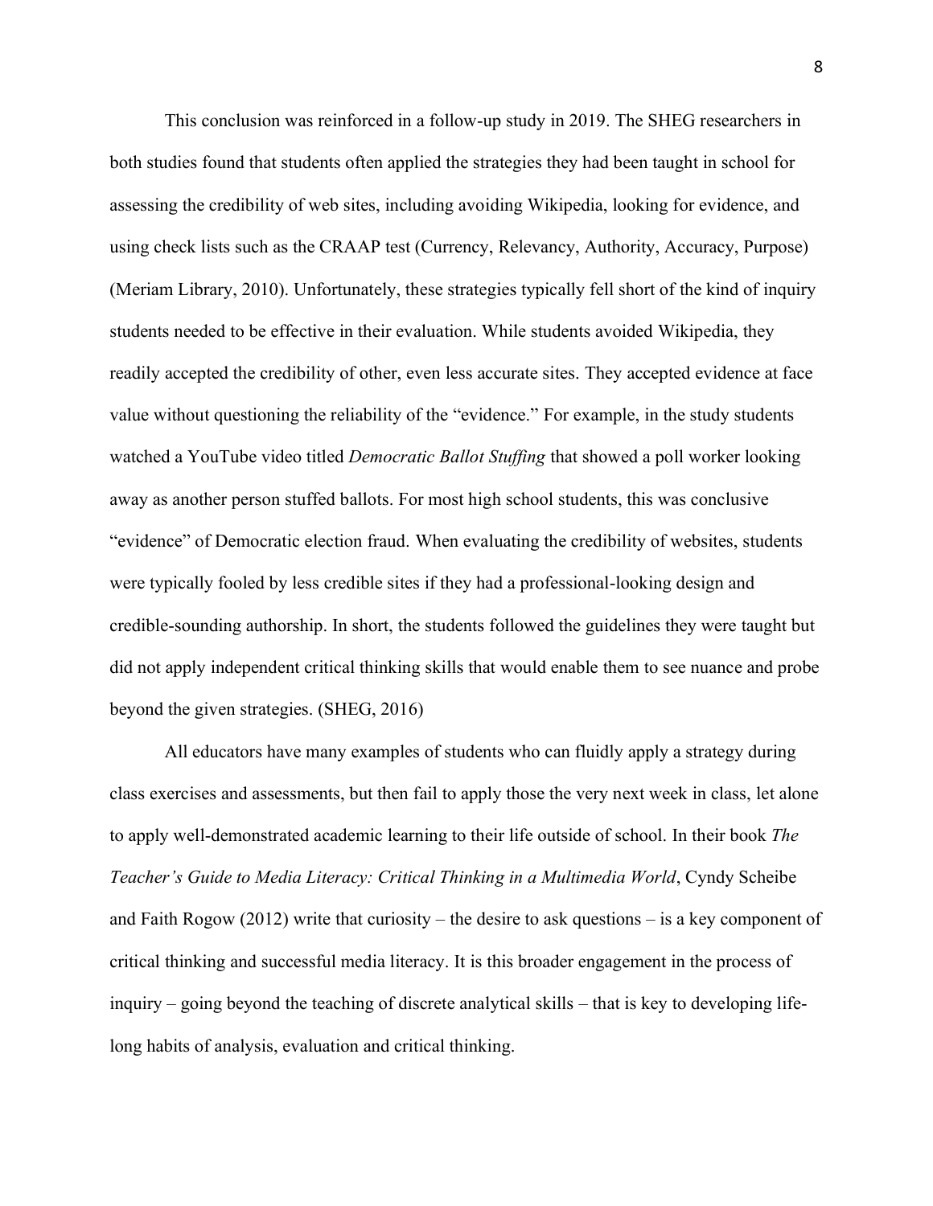This conclusion was reinforced in a follow-up study in 2019. The SHEG researchers in both studies found that students often applied the strategies they had been taught in school for assessing the credibility of web sites, including avoiding Wikipedia, looking for evidence, and using check lists such as the CRAAP test (Currency, Relevancy, Authority, Accuracy, Purpose) (Meriam Library, 2010). Unfortunately, these strategies typically fell short of the kind of inquiry students needed to be effective in their evaluation. While students avoided Wikipedia, they readily accepted the credibility of other, even less accurate sites. They accepted evidence at face value without questioning the reliability of the "evidence." For example, in the study students watched a YouTube video titled *Democratic Ballot Stuffing* that showed a poll worker looking away as another person stuffed ballots. For most high school students, this was conclusive "evidence" of Democratic election fraud. When evaluating the credibility of websites, students were typically fooled by less credible sites if they had a professional-looking design and credible-sounding authorship. In short, the students followed the guidelines they were taught but did not apply independent critical thinking skills that would enable them to see nuance and probe beyond the given strategies. (SHEG, 2016)

All educators have many examples of students who can fluidly apply a strategy during class exercises and assessments, but then fail to apply those the very next week in class, let alone to apply well-demonstrated academic learning to their life outside of school. In their book *The Teacher's Guide to Media Literacy: Critical Thinking in a Multimedia World*, Cyndy Scheibe and Faith Rogow (2012) write that curiosity – the desire to ask questions – is a key component of critical thinking and successful media literacy. It is this broader engagement in the process of inquiry – going beyond the teaching of discrete analytical skills – that is key to developing life-long habits of analysis, evaluation and critical thinking.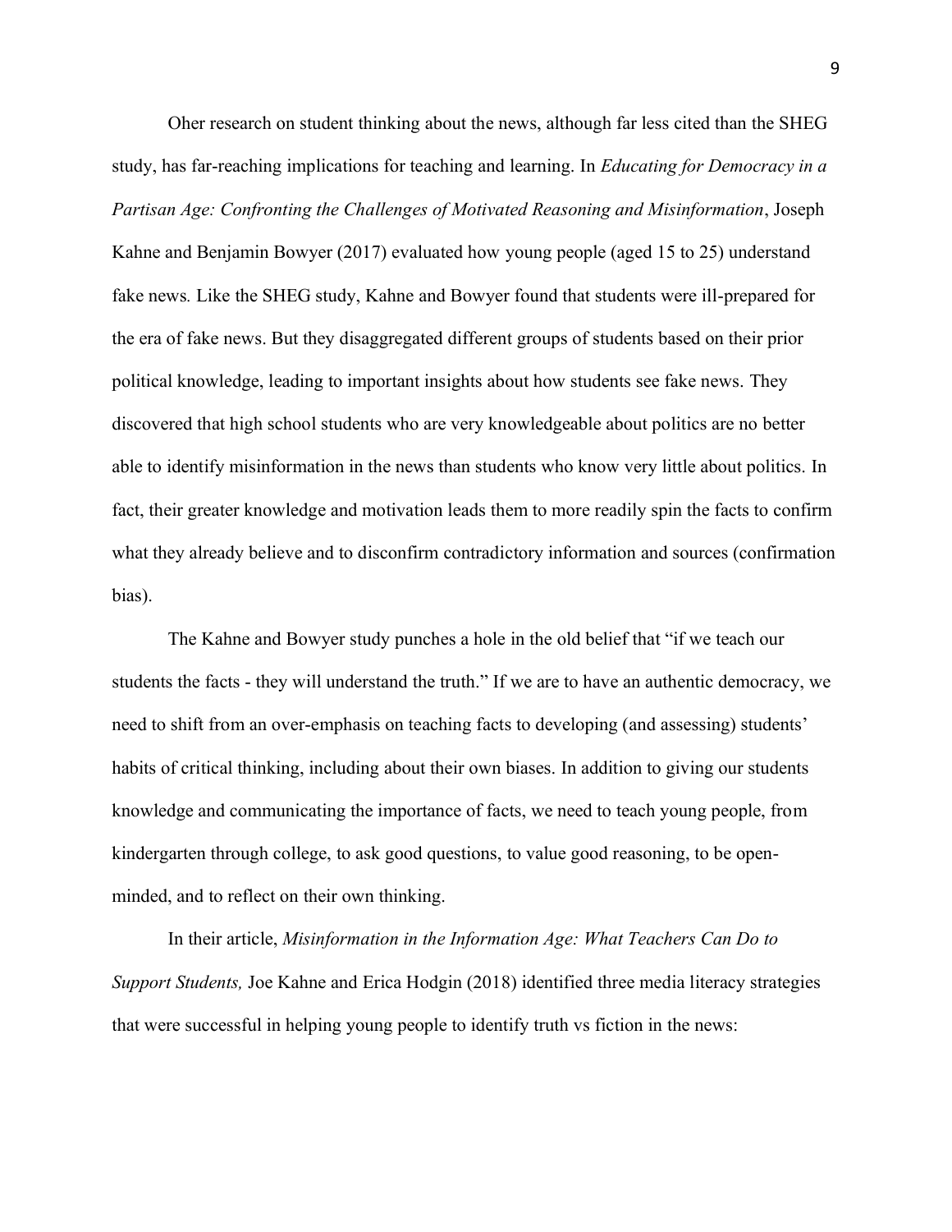Oher research on student thinking about the news, although far less cited than the SHEG study, has far-reaching implications for teaching and learning. In *Educating for Democracy in a Partisan Age: Confronting the Challenges of Motivated Reasoning and Misinformation*, Joseph Kahne and Benjamin Bowyer (2017) evaluated how young people (aged 15 to 25) understand fake news. Like the SHEG study, Kahne and Bowyer found that students were ill-prepared for the era of fake news. But they disaggregated different groups of students based on their prior political knowledge, leading to important insights about how students see fake news. They discovered that high school students who are very knowledgeable about politics are no better able to identify misinformation in the news than students who know very little about politics. In fact, their greater knowledge and motivation leads them to more readily spin the facts to confirm what they already believe and to disconfirm contradictory information and sources (confirmation bias).

The Kahne and Bowyer study punches a hole in the old belief that "if we teach our students the facts - they will understand the truth." If we are to have an authentic democracy, we need to shift from an over-emphasis on teaching facts to developing (and assessing) students' habits of critical thinking, including about their own biases. In addition to giving our students knowledge and communicating the importance of facts, we need to teach young people, from kindergarten through college, to ask good questions, to value good reasoning, to be open-minded, and to reflect on their own thinking.

In their article, *Misinformation in the Information Age: What Teachers Can Do to Support Students,* Joe Kahne and Erica Hodgin (2018) identified three media literacy strategies that were successful in helping young people to identify truth vs fiction in the news: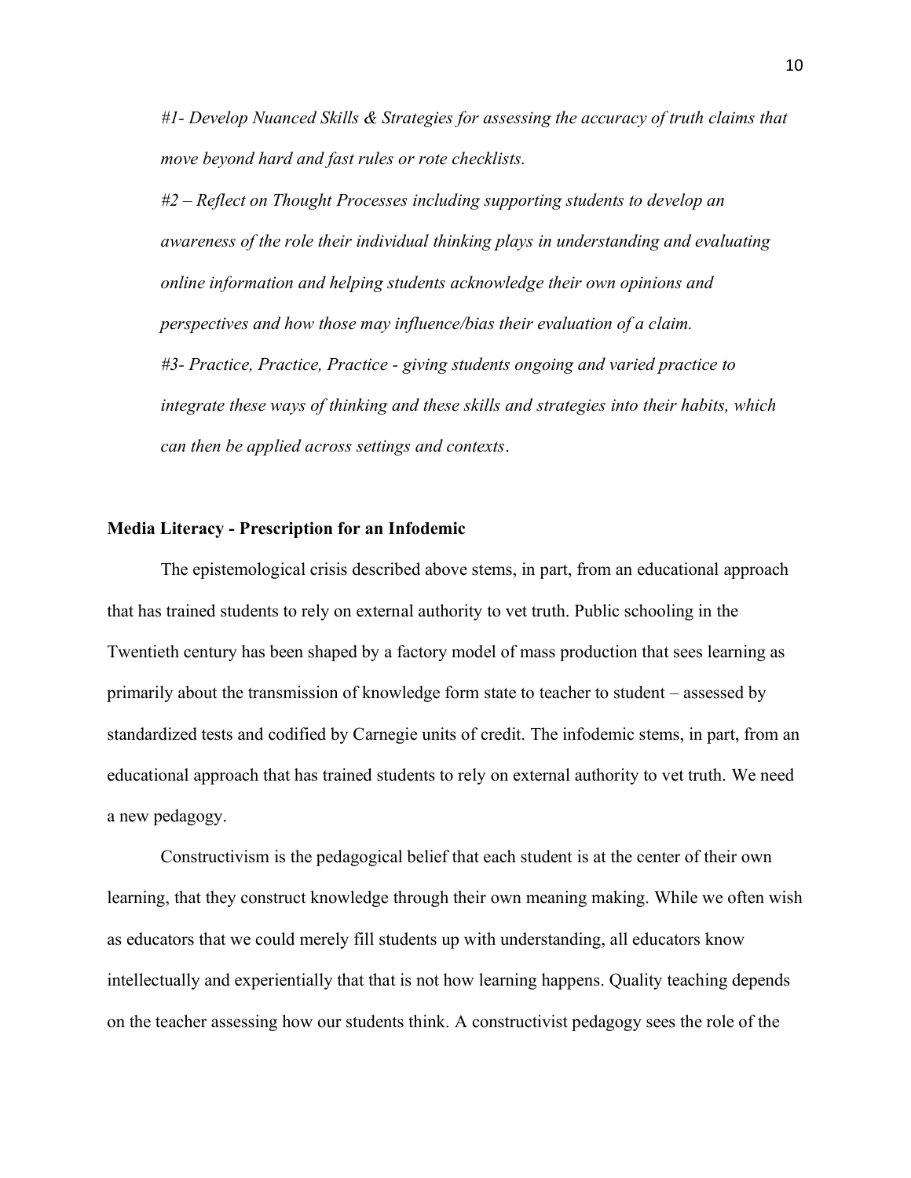*#1- Develop Nuanced Skills & Strategies for assessing the accuracy of truth claims that move beyond hard and fast rules or rote checklists.*

*#2 – Reflect on Thought Processes including supporting students to develop an awareness of the role their individual thinking plays in understanding and evaluating online information and helping students acknowledge their own opinions and perspectives and how those may influence/bias their evaluation of a claim.*

*#3- Practice, Practice, Practice - giving students ongoing and varied practice to integrate these ways of thinking and these skills and strategies into their habits, which can then be applied across settings and contexts*.

**Media Literacy - Prescription for an Infodemic**

The epistemological crisis described above stems, in part, from an educational approach that has trained students to rely on external authority to vet truth. Public schooling in the Twentieth century has been shaped by a factory model of mass production that sees learning as primarily about the transmission of knowledge form state to teacher to student – assessed by standardized tests and codified by Carnegie units of credit. The infodemic stems, in part, from an educational approach that has trained students to rely on external authority to vet truth. We need a new pedagogy.

Constructivism is the pedagogical belief that each student is at the center of their own learning, that they construct knowledge through their own meaning making. While we often wish as educators that we could merely fill students up with understanding, all educators know intellectually and experientially that that is not how learning happens. Quality teaching depends on the teacher assessing how our students think. A constructivist pedagogy sees the role of the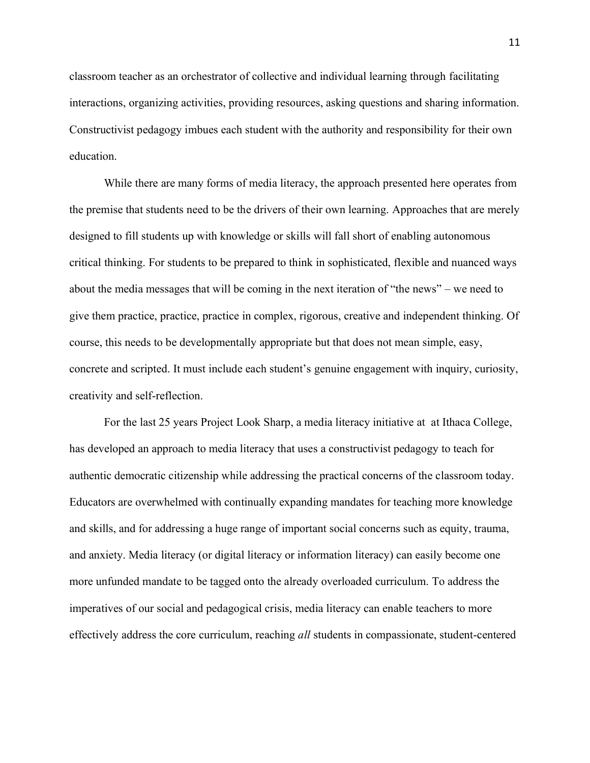classroom teacher as an orchestrator of collective and individual learning through facilitating interactions, organizing activities, providing resources, asking questions and sharing information. Constructivist pedagogy imbues each student with the authority and responsibility for their own education.

While there are many forms of media literacy, the approach presented here operates from the premise that students need to be the drivers of their own learning. Approaches that are merely designed to fill students up with knowledge or skills will fall short of enabling autonomous critical thinking. For students to be prepared to think in sophisticated, flexible and nuanced ways about the media messages that will be coming in the next iteration of "the news" – we need to give them practice, practice, practice in complex, rigorous, creative and independent thinking. Of course, this needs to be developmentally appropriate but that does not mean simple, easy, concrete and scripted. It must include each student's genuine engagement with inquiry, curiosity, creativity and self-reflection.

For the last 25 years Project Look Sharp, a media literacy initiative at at Ithaca College, has developed an approach to media literacy that uses a constructivist pedagogy to teach for authentic democratic citizenship while addressing the practical concerns of the classroom today. Educators are overwhelmed with continually expanding mandates for teaching more knowledge and skills, and for addressing a huge range of important social concerns such as equity, trauma, and anxiety. Media literacy (or digital literacy or information literacy) can easily become one more unfunded mandate to be tagged onto the already overloaded curriculum. To address the imperatives of our social and pedagogical crisis, media literacy can enable teachers to more effectively address the core curriculum, reaching *all* students in compassionate, student-centered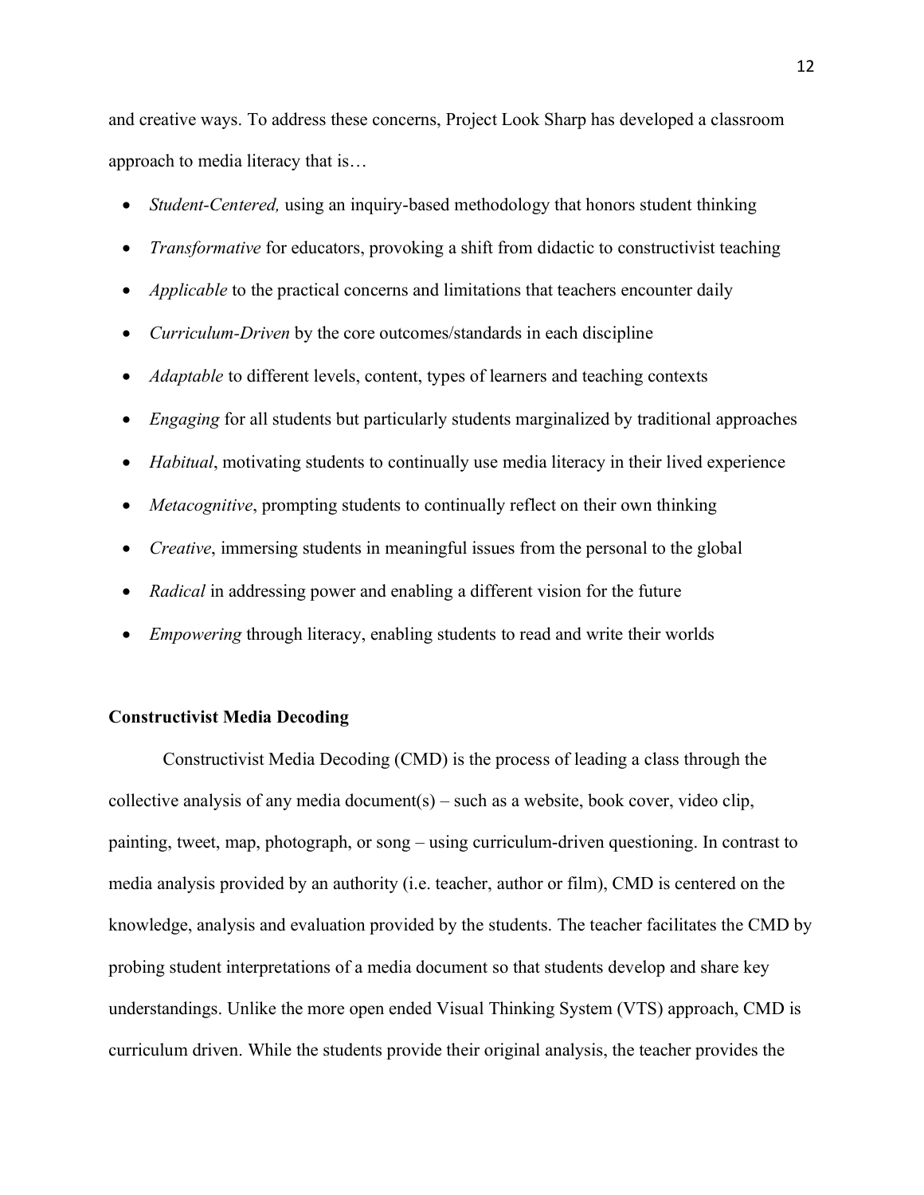and creative ways. To address these concerns, Project Look Sharp has developed a classroom approach to media literacy that is…

- *Student-Centered,* using an inquiry-based methodology that honors student thinking
- *Transformative* for educators, provoking a shift from didactic to constructivist teaching
- *Applicable* to the practical concerns and limitations that teachers encounter daily
- *Curriculum-Driven* by the core outcomes/standards in each discipline
- *Adaptable* to different levels, content, types of learners and teaching contexts
- *Engaging* for all students but particularly students marginalized by traditional approaches
- *Habitual*, motivating students to continually use media literacy in their lived experience
- *Metacognitive*, prompting students to continually reflect on their own thinking
- *Creative*, immersing students in meaningful issues from the personal to the global
- *Radical* in addressing power and enabling a different vision for the future
- *Empowering* through literacy, enabling students to read and write their worlds

**Constructivist Media Decoding**

Constructivist Media Decoding (CMD) is the process of leading a class through the collective analysis of any media document(s) – such as a website, book cover, video clip, painting, tweet, map, photograph, or song – using curriculum-driven questioning. In contrast to media analysis provided by an authority (i.e. teacher, author or film), CMD is centered on the knowledge, analysis and evaluation provided by the students. The teacher facilitates the CMD by probing student interpretations of a media document so that students develop and share key understandings. Unlike the more open ended Visual Thinking System (VTS) approach, CMD is curriculum driven. While the students provide their original analysis, the teacher provides the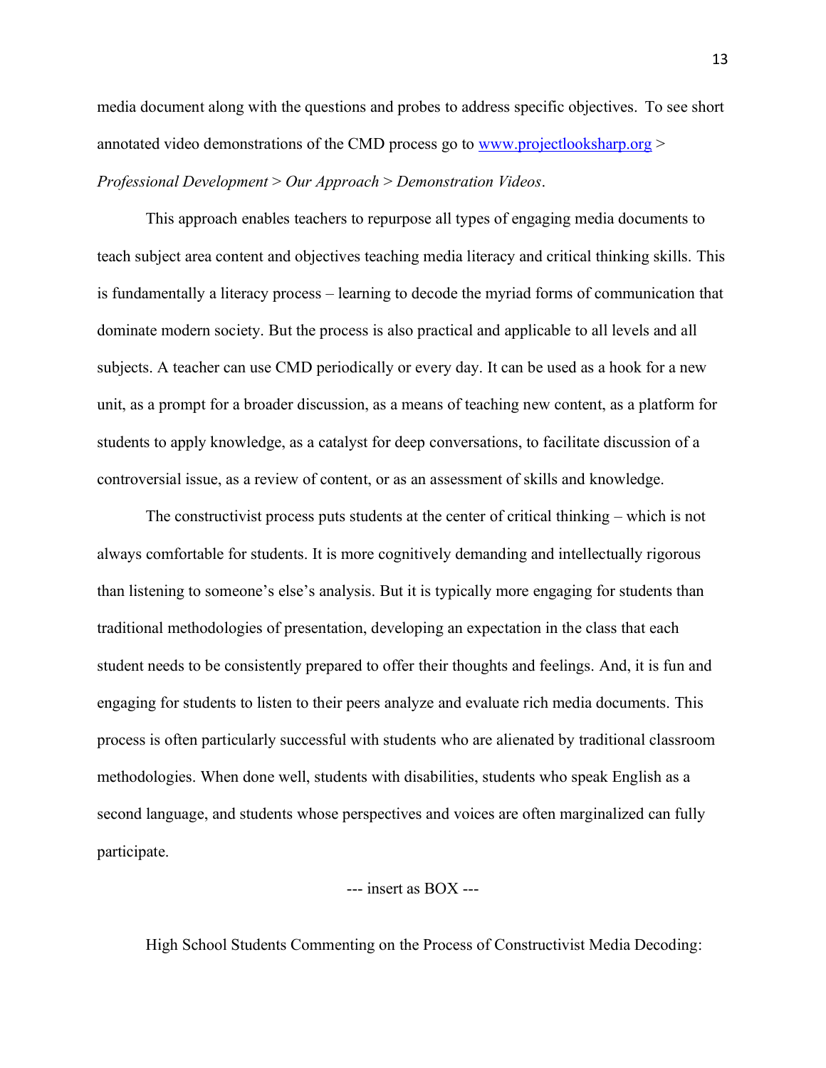media document along with the questions and probes to address specific objectives. To see short annotated video demonstrations of the CMD process go to [www.projectlooksharp.org](http://www.projectlooksharp.org) > *Professional Development* > *Our Approach* > *Demonstration Videos*.

This approach enables teachers to repurpose all types of engaging media documents to teach subject area content and objectives teaching media literacy and critical thinking skills. This is fundamentally a literacy process – learning to decode the myriad forms of communication that dominate modern society. But the process is also practical and applicable to all levels and all subjects. A teacher can use CMD periodically or every day. It can be used as a hook for a new unit, as a prompt for a broader discussion, as a means of teaching new content, as a platform for students to apply knowledge, as a catalyst for deep conversations, to facilitate discussion of a controversial issue, as a review of content, or as an assessment of skills and knowledge.

The constructivist process puts students at the center of critical thinking – which is not always comfortable for students. It is more cognitively demanding and intellectually rigorous than listening to someone's else's analysis. But it is typically more engaging for students than traditional methodologies of presentation, developing an expectation in the class that each student needs to be consistently prepared to offer their thoughts and feelings. And, it is fun and engaging for students to listen to their peers analyze and evaluate rich media documents. This process is often particularly successful with students who are alienated by traditional classroom methodologies. When done well, students with disabilities, students who speak English as a second language, and students whose perspectives and voices are often marginalized can fully participate.

--- insert as BOX ---

High School Students Commenting on the Process of Constructivist Media Decoding: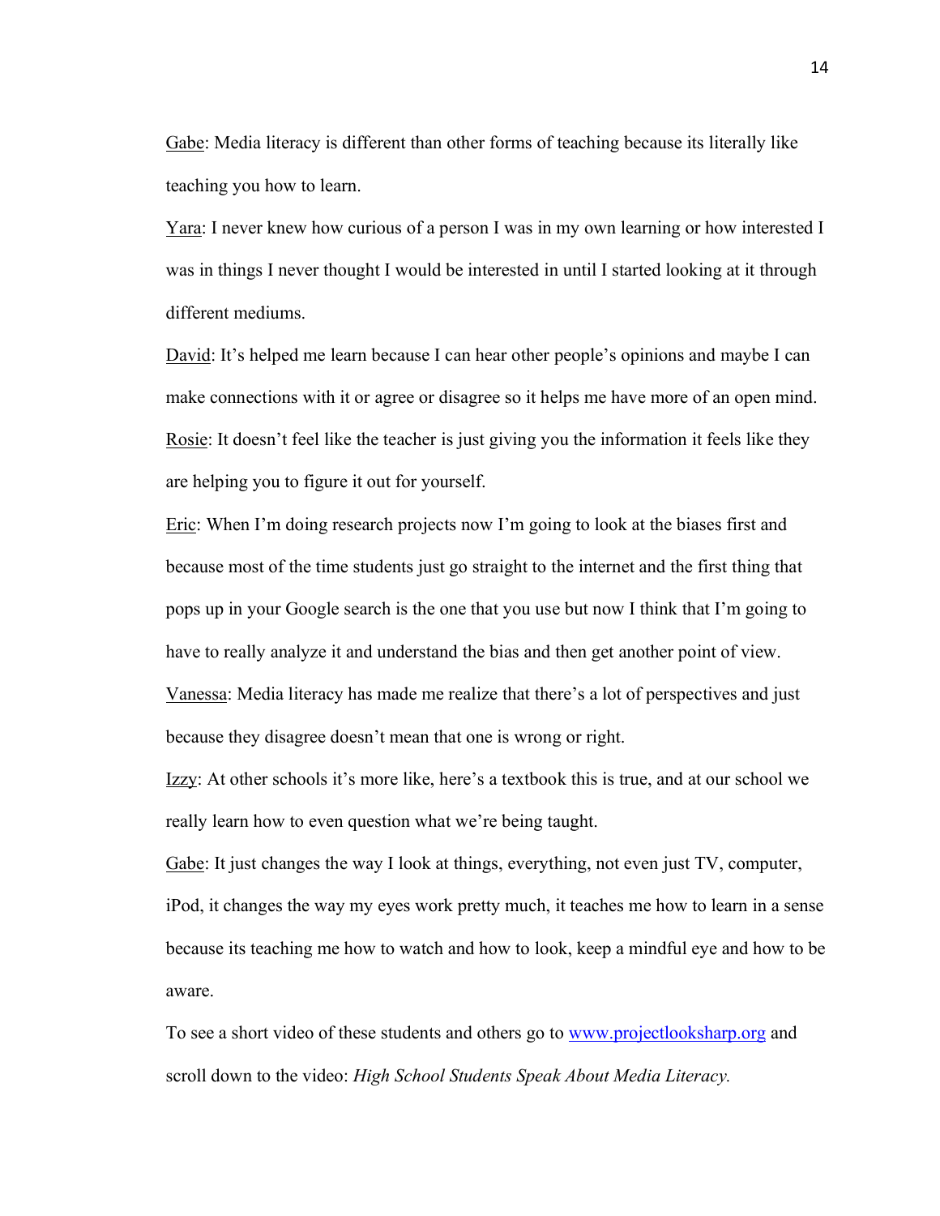Gabe: Media literacy is different than other forms of teaching because its literally like teaching you how to learn.

Yara: I never knew how curious of a person I was in my own learning or how interested I was in things I never thought I would be interested in until I started looking at it through different mediums.

David: It's helped me learn because I can hear other people's opinions and maybe I can make connections with it or agree or disagree so it helps me have more of an open mind.

Rosie: It doesn't feel like the teacher is just giving you the information it feels like they are helping you to figure it out for yourself.

Eric: When I'm doing research projects now I'm going to look at the biases first and because most of the time students just go straight to the internet and the first thing that pops up in your Google search is the one that you use but now I think that I'm going to have to really analyze it and understand the bias and then get another point of view.

Vanessa: Media literacy has made me realize that there's a lot of perspectives and just because they disagree doesn't mean that one is wrong or right.

Izzy: At other schools it's more like, here's a textbook this is true, and at our school we really learn how to even question what we're being taught.

Gabe: It just changes the way I look at things, everything, not even just TV, computer, iPod, it changes the way my eyes work pretty much, it teaches me how to learn in a sense because its teaching me how to watch and how to look, keep a mindful eye and how to be aware.

To see a short video of these students and others go to [www.projectlooksharp.org](http://www.projectlooksharp.org) and scroll down to the video: *High School Students Speak About Media Literacy.*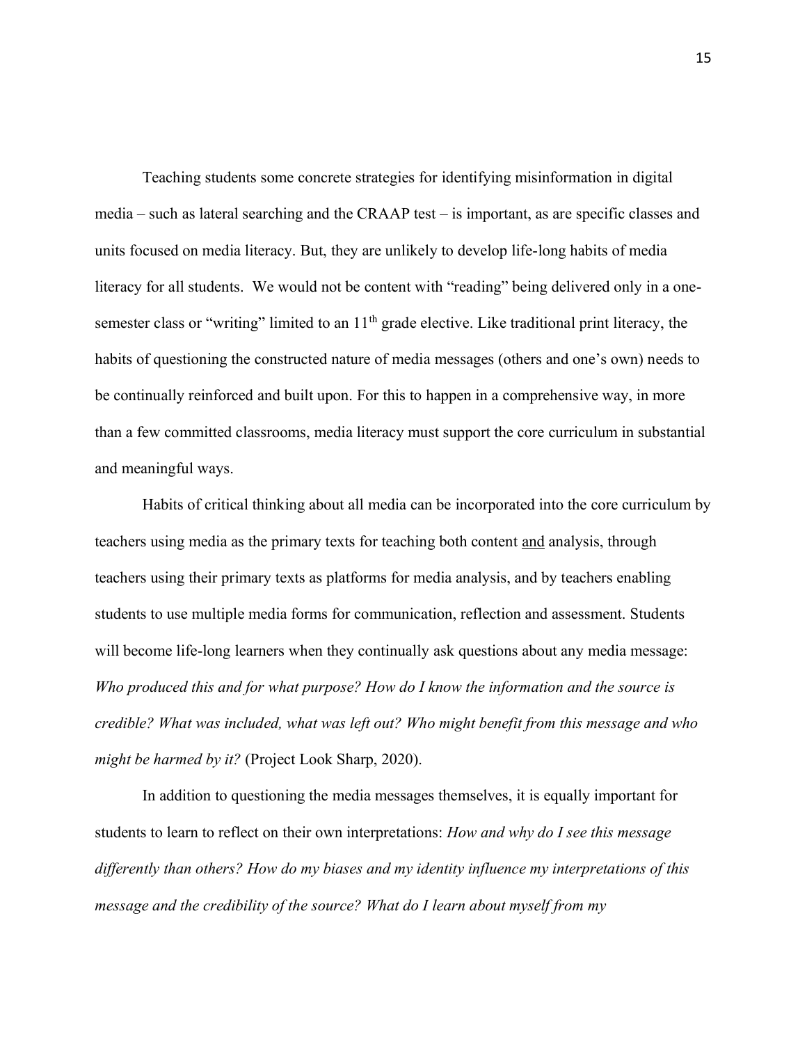Teaching students some concrete strategies for identifying misinformation in digital media – such as lateral searching and the CRAAP test – is important, as are specific classes and units focused on media literacy. But, they are unlikely to develop life-long habits of media literacy for all students.  We would not be content with "reading" being delivered only in a one-semester class or "writing" limited to an 11th grade elective. Like traditional print literacy, the habits of questioning the constructed nature of media messages (others and one's own) needs to be continually reinforced and built upon. For this to happen in a comprehensive way, in more than a few committed classrooms, media literacy must support the core curriculum in substantial and meaningful ways.

Habits of critical thinking about all media can be incorporated into the core curriculum by teachers using media as the primary texts for teaching both content <u>and</u> analysis, through teachers using their primary texts as platforms for media analysis, and by teachers enabling students to use multiple media forms for communication, reflection and assessment. Students will become life-long learners when they continually ask questions about any media message: *Who produced this and for what purpose? How do I know the information and the source is credible? What was included, what was left out? Who might benefit from this message and who might be harmed by it?* (Project Look Sharp, 2020).

In addition to questioning the media messages themselves, it is equally important for students to learn to reflect on their own interpretations: *How and why do I see this message differently than others? How do my biases and my identity influence my interpretations of this message and the credibility of the source? What do I learn about myself from my*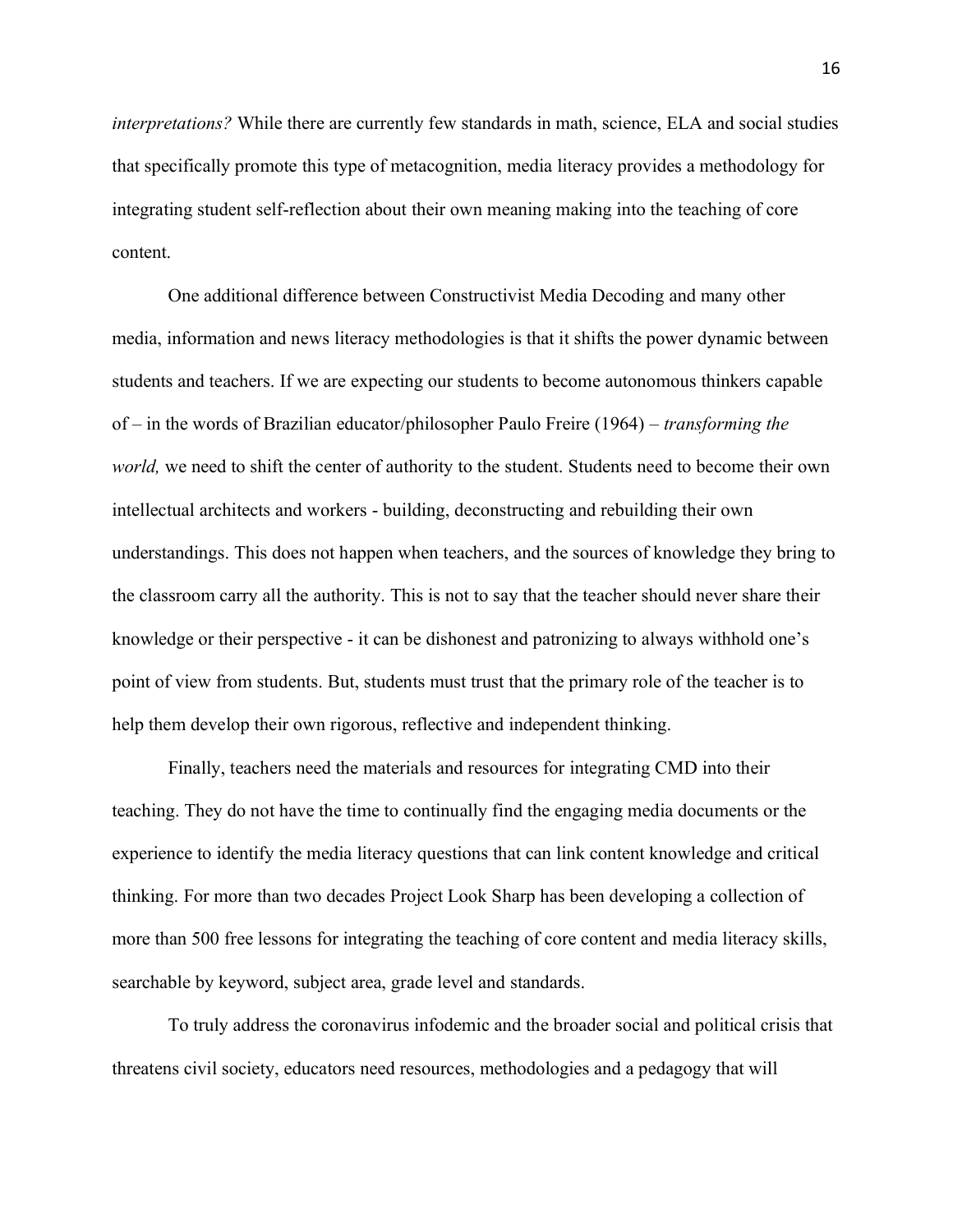*interpretations?* While there are currently few standards in math, science, ELA and social studies that specifically promote this type of metacognition, media literacy provides a methodology for integrating student self-reflection about their own meaning making into the teaching of core content.

One additional difference between Constructivist Media Decoding and many other media, information and news literacy methodologies is that it shifts the power dynamic between students and teachers. If we are expecting our students to become autonomous thinkers capable of – in the words of Brazilian educator/philosopher Paulo Freire (1964) – *transforming the world,* we need to shift the center of authority to the student. Students need to become their own intellectual architects and workers - building, deconstructing and rebuilding their own understandings. This does not happen when teachers, and the sources of knowledge they bring to the classroom carry all the authority. This is not to say that the teacher should never share their knowledge or their perspective - it can be dishonest and patronizing to always withhold one's point of view from students. But, students must trust that the primary role of the teacher is to help them develop their own rigorous, reflective and independent thinking.

Finally, teachers need the materials and resources for integrating CMD into their teaching. They do not have the time to continually find the engaging media documents or the experience to identify the media literacy questions that can link content knowledge and critical thinking. For more than two decades Project Look Sharp has been developing a collection of more than 500 free lessons for integrating the teaching of core content and media literacy skills, searchable by keyword, subject area, grade level and standards.

To truly address the coronavirus infodemic and the broader social and political crisis that threatens civil society, educators need resources, methodologies and a pedagogy that will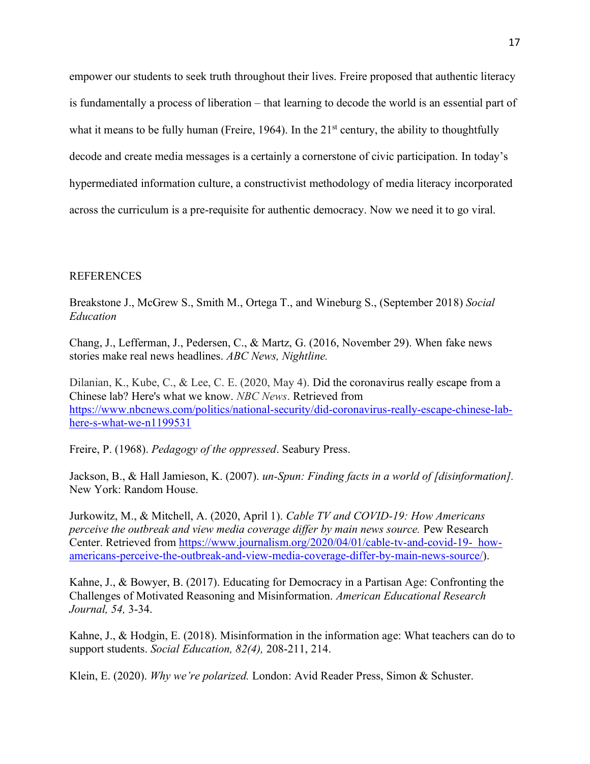empower our students to seek truth throughout their lives. Freire proposed that authentic literacy is fundamentally a process of liberation – that learning to decode the world is an essential part of what it means to be fully human (Freire, 1964). In the 21st century, the ability to thoughtfully decode and create media messages is a certainly a cornerstone of civic participation. In today's hypermediated information culture, a constructivist methodology of media literacy incorporated across the curriculum is a pre-requisite for authentic democracy. Now we need it to go viral.

REFERENCES

Breakstone J., McGrew S., Smith M., Ortega T., and Wineburg S., (September 2018) *Social Education*

Chang, J., Lefferman, J., Pedersen, C., & Martz, G. (2016, November 29). When fake news stories make real news headlines. *ABC News, Nightline.*

Dilanian, K., Kube, C., & Lee, C. E. (2020, May 4). Did the coronavirus really escape from a Chinese lab? Here's what we know. *NBC News*. Retrieved from https://www.nbcnews.com/politics/national-security/did-coronavirus-really-escape-chinese-lab-here-s-what-we-n1199531

Freire, P. (1968). *Pedagogy of the oppressed*. Seabury Press.

Jackson, B., & Hall Jamieson, K. (2007). *un-Spun: Finding facts in a world of [disinformation].* New York: Random House.

Jurkowitz, M., & Mitchell, A. (2020, April 1). *Cable TV and COVID-19: How Americans perceive the outbreak and view media coverage differ by main news source.* Pew Research Center. Retrieved from https://www.journalism.org/2020/04/01/cable-tv-and-covid-19- how-americans-perceive-the-outbreak-and-view-media-coverage-differ-by-main-news-source/).

Kahne, J., & Bowyer, B. (2017). Educating for Democracy in a Partisan Age: Confronting the Challenges of Motivated Reasoning and Misinformation. *American Educational Research Journal, 54,* 3-34.

Kahne, J., & Hodgin, E. (2018). Misinformation in the information age: What teachers can do to support students. *Social Education, 82(4),* 208-211, 214.

Klein, E. (2020). *Why we're polarized.* London: Avid Reader Press, Simon & Schuster.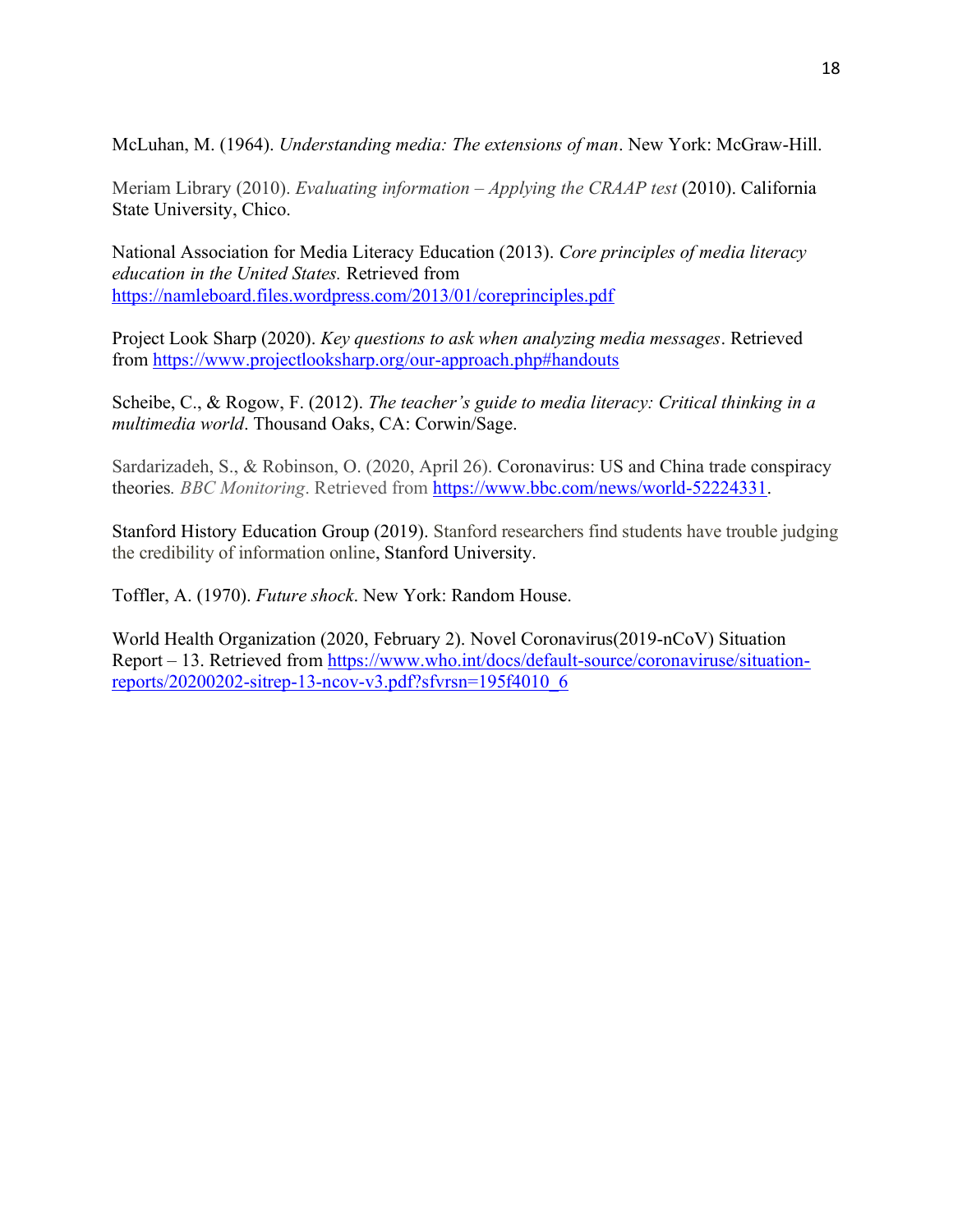McLuhan, M. (1964). *Understanding media: The extensions of man*. New York: McGraw-Hill.

Meriam Library (2010). *Evaluating information – Applying the CRAAP test* (2010). California State University, Chico.

National Association for Media Literacy Education (2013). *Core principles of media literacy education in the United States.* Retrieved from https://namleboard.files.wordpress.com/2013/01/coreprinciples.pdf

Project Look Sharp (2020). *Key questions to ask when analyzing media messages*. Retrieved from https://www.projectlooksharp.org/our-approach.php#handouts

Scheibe, C., & Rogow, F. (2012). *The teacher's guide to media literacy: Critical thinking in a multimedia world*. Thousand Oaks, CA: Corwin/Sage.

Sardarizadeh, S., & Robinson, O. (2020, April 26). Coronavirus: US and China trade conspiracy theories*. BBC Monitoring*. Retrieved from https://www.bbc.com/news/world-52224331.

Stanford History Education Group (2019). Stanford researchers find students have trouble judging the credibility of information online, Stanford University.

Toffler, A. (1970). *Future shock*. New York: Random House.

World Health Organization (2020, February 2). Novel Coronavirus(2019-nCoV) Situation Report – 13. Retrieved from https://www.who.int/docs/default-source/coronaviruse/situation-reports/20200202-sitrep-13-ncov-v3.pdf?sfvrsn=195f4010_6